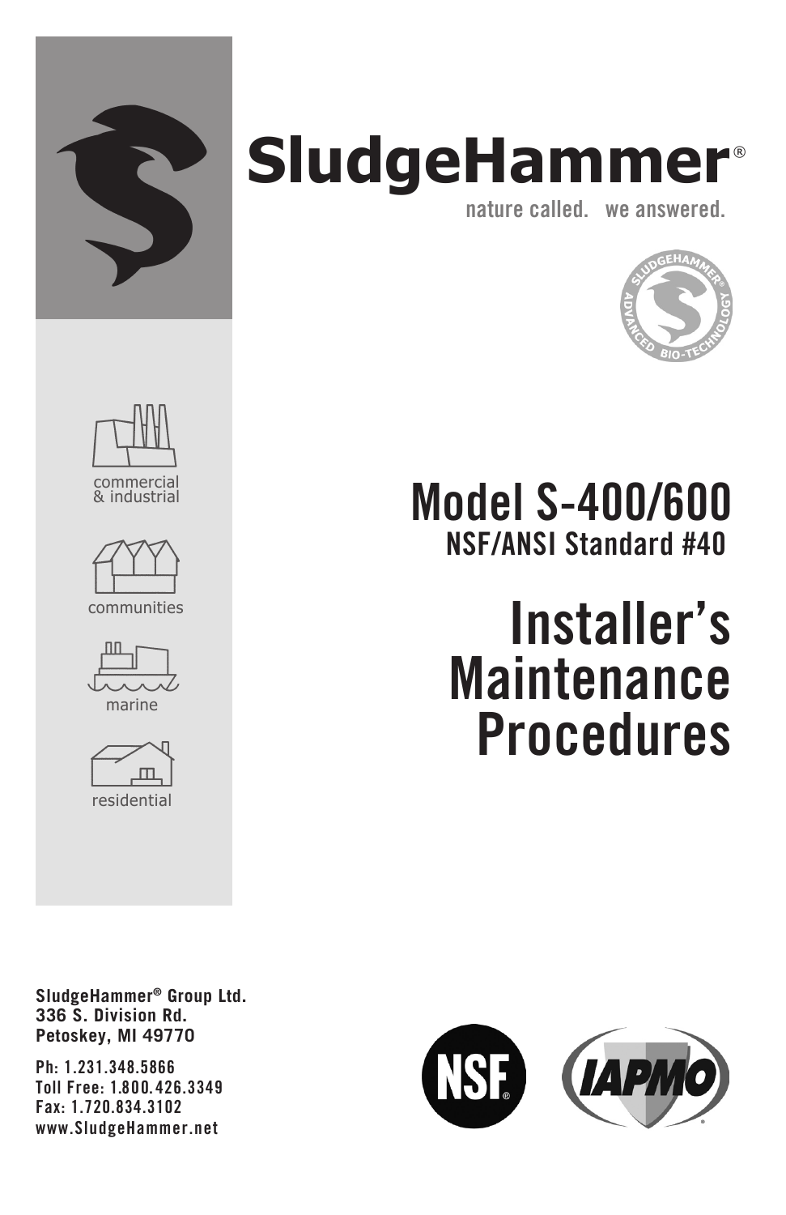# SludgeHammer®

nature called. we answered.

commercial & industrial

communities

marine

residential

## Model S-400/600

### NSF/ANSI Standard #40

# Installer's Maintenance Procedures

**SludgeHammer® Group Ltd.**
**336 S. Division Rd.**
**Petoskey, MI 49770**

Ph: 1.231.348.5866
Toll Free: 1.800.426.3349
Fax: 1.720.834.3102
www.SludgeHammer.net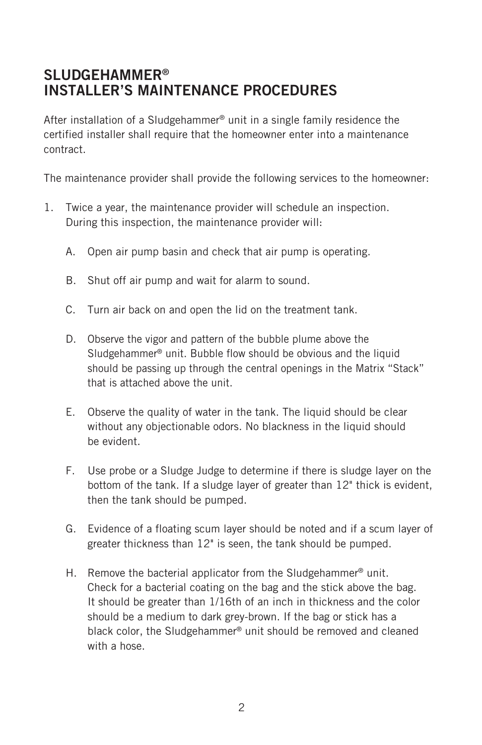## SLUDGEHAMMER®
## INSTALLER'S MAINTENANCE PROCEDURES

After installation of a Sludgehammer® unit in a single family residence the certified installer shall require that the homeowner enter into a maintenance contract.

The maintenance provider shall provide the following services to the homeowner:

1. Twice a year, the maintenance provider will schedule an inspection. During this inspection, the maintenance provider will:

   A. Open air pump basin and check that air pump is operating.

   B. Shut off air pump and wait for alarm to sound.

   C. Turn air back on and open the lid on the treatment tank.

   D. Observe the vigor and pattern of the bubble plume above the Sludgehammer® unit. Bubble flow should be obvious and the liquid should be passing up through the central openings in the Matrix "Stack" that is attached above the unit.

   E. Observe the quality of water in the tank. The liquid should be clear without any objectionable odors. No blackness in the liquid should be evident.

   F. Use probe or a Sludge Judge to determine if there is sludge layer on the bottom of the tank. If a sludge layer of greater than 12" thick is evident, then the tank should be pumped.

   G. Evidence of a floating scum layer should be noted and if a scum layer of greater thickness than 12" is seen, the tank should be pumped.

   H. Remove the bacterial applicator from the Sludgehammer® unit. Check for a bacterial coating on the bag and the stick above the bag. It should be greater than 1/16th of an inch in thickness and the color should be a medium to dark grey-brown. If the bag or stick has a black color, the Sludgehammer® unit should be removed and cleaned with a hose.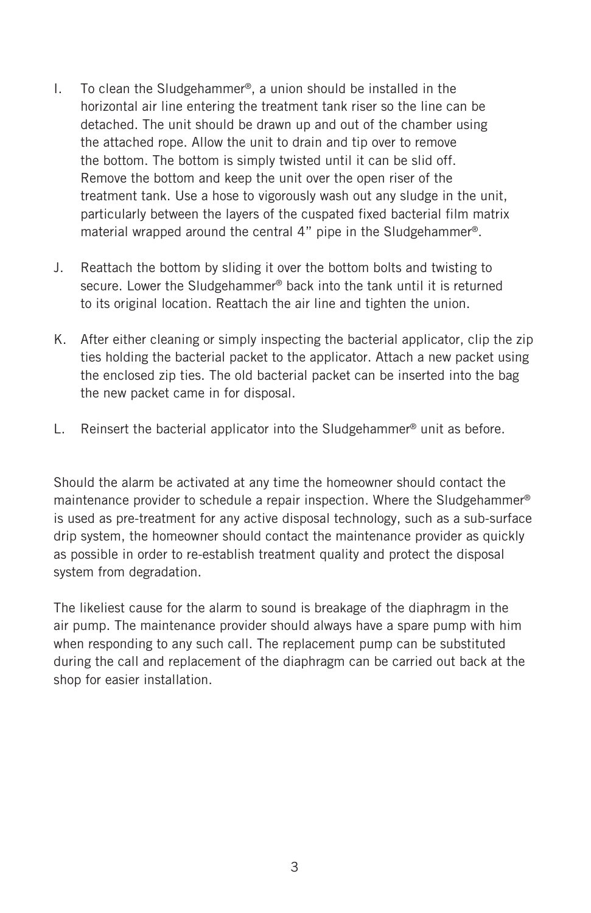I. To clean the Sludgehammer®, a union should be installed in the horizontal air line entering the treatment tank riser so the line can be detached. The unit should be drawn up and out of the chamber using the attached rope. Allow the unit to drain and tip over to remove the bottom. The bottom is simply twisted until it can be slid off. Remove the bottom and keep the unit over the open riser of the treatment tank. Use a hose to vigorously wash out any sludge in the unit, particularly between the layers of the cuspated fixed bacterial film matrix material wrapped around the central 4" pipe in the Sludgehammer®.

J. Reattach the bottom by sliding it over the bottom bolts and twisting to secure. Lower the Sludgehammer® back into the tank until it is returned to its original location. Reattach the air line and tighten the union.

K. After either cleaning or simply inspecting the bacterial applicator, clip the zip ties holding the bacterial packet to the applicator. Attach a new packet using the enclosed zip ties. The old bacterial packet can be inserted into the bag the new packet came in for disposal.

L. Reinsert the bacterial applicator into the Sludgehammer® unit as before.

Should the alarm be activated at any time the homeowner should contact the maintenance provider to schedule a repair inspection. Where the Sludgehammer® is used as pre-treatment for any active disposal technology, such as a sub-surface drip system, the homeowner should contact the maintenance provider as quickly as possible in order to re-establish treatment quality and protect the disposal system from degradation.

The likeliest cause for the alarm to sound is breakage of the diaphragm in the air pump. The maintenance provider should always have a spare pump with him when responding to any such call. The replacement pump can be substituted during the call and replacement of the diaphragm can be carried out back at the shop for easier installation.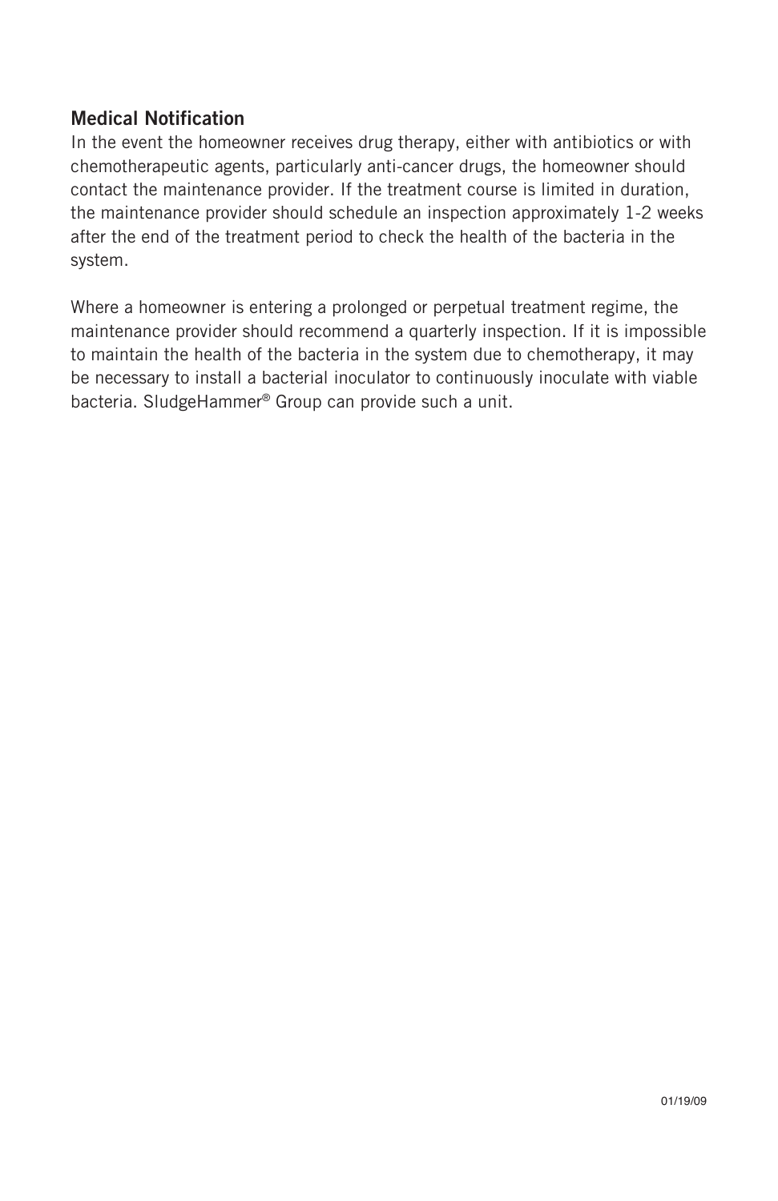**Medical Notification**

In the event the homeowner receives drug therapy, either with antibiotics or with chemotherapeutic agents, particularly anti-cancer drugs, the homeowner should contact the maintenance provider. If the treatment course is limited in duration, the maintenance provider should schedule an inspection approximately 1-2 weeks after the end of the treatment period to check the health of the bacteria in the system.

Where a homeowner is entering a prolonged or perpetual treatment regime, the maintenance provider should recommend a quarterly inspection. If it is impossible to maintain the health of the bacteria in the system due to chemotherapy, it may be necessary to install a bacterial inoculator to continuously inoculate with viable bacteria. SludgeHammer® Group can provide such a unit.

01/19/09